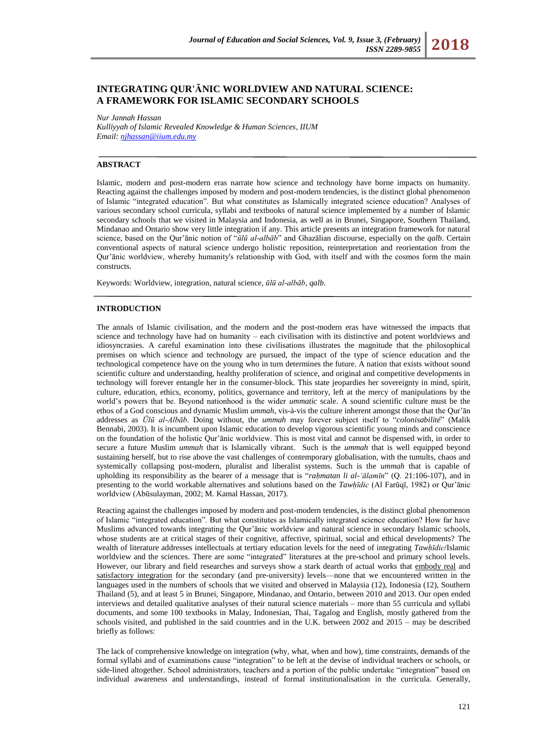# INTEGRATING QUR'ĀNIC WORLDVIEW AND NATURAL SCIENCE: A FRAMEWORK FOR ISLAMIC SECONDARY SCHOOLS

*Nur Jannah Hassan*
*Kulliyyah of Islamic Revealed Knowledge & Human Sciences, IIUM*
*Email: njhassan@iium.edu.my*

## ABSTRACT

Islamic, modern and post-modern eras narrate how science and technology have borne impacts on humanity. Reacting against the challenges imposed by modern and post-modern tendencies, is the distinct global phenomenon of Islamic "integrated education". But what constitutes as Islamically integrated science education? Analyses of various secondary school curricula, syllabi and textbooks of natural science implemented by a number of Islamic secondary schools that we visited in Malaysia and Indonesia, as well as in Brunei, Singapore, Southern Thailand, Mindanao and Ontario show very little integration if any. This article presents an integration framework for natural science, based on the Qur'ānic notion of "*ūlū al-albāb*" and Ghazālian discourse, especially on the *qalb*. Certain conventional aspects of natural science undergo holistic reposition, reinterpretation and reorientation from the Qur'ānic worldview, whereby humanity's relationship with God, with itself and with the cosmos form the main constructs.

Keywords: Worldview, integration, natural science, *ūlū al-albāb*, *qalb*.

## INTRODUCTION

The annals of Islamic civilisation, and the modern and the post-modern eras have witnessed the impacts that science and technology have had on humanity – each civilisation with its distinctive and potent worldviews and idiosyncrasies. A careful examination into these civilisations illustrates the magnitude that the philosophical premises on which science and technology are pursued, the impact of the type of science education and the technological competence have on the young who in turn determines the future. A nation that exists without sound scientific culture and understanding, healthy proliferation of science, and original and competitive developments in technology will forever entangle her in the consumer-block. This state jeopardies her sovereignty in mind, spirit, culture, education, ethics, economy, politics, governance and territory, left at the mercy of manipulations by the world's powers that be. Beyond nationhood is the wider *ummatic* scale. A sound scientific culture must be the ethos of a God conscious and dynamic Muslim *ummah*, vis-à-vis the culture inherent amongst those that the Qur'ān addresses as *Ūlū al-Albāb*. Doing without, the *ummah* may forever subject itself to "*colonisabilité*" (Malik Bennabi, 2003). It is incumbent upon Islamic education to develop vigorous scientific young minds and conscience on the foundation of the holistic Qur'ānic worldview. This is most vital and cannot be dispensed with, in order to secure a future Muslim *ummah* that is Islamically vibrant. Such is the *ummah* that is well equipped beyond sustaining herself, but to rise above the vast challenges of contemporary globalisation, with the tumults, chaos and systemically collapsing post-modern, pluralist and liberalist systems. Such is the *ummah* that is capable of upholding its responsibility as the bearer of a message that is "*raḥmatan li al-'ālamīn*" (Q. 21:106-107), and in presenting to the world workable alternatives and solutions based on the *Tawḥīdic* (Al Farūqī, 1982) or Qur'ānic worldview (Abūsulayman, 2002; M. Kamal Hassan, 2017).

Reacting against the challenges imposed by modern and post-modern tendencies, is the distinct global phenomenon of Islamic "integrated education". But what constitutes as Islamically integrated science education? How far have Muslims advanced towards integrating the Qur'ānic worldview and natural science in secondary Islamic schools, whose students are at critical stages of their cognitive, affective, spiritual, social and ethical developments? The wealth of literature addresses intellectuals at tertiary education levels for the need of integrating *Tawḥīdic*/Islamic worldview and the sciences. There are some "integrated" literatures at the pre-school and primary school levels. However, our library and field researches and surveys show a stark dearth of actual works that embody real and satisfactory integration for the secondary (and pre-university) levels—none that we encountered written in the languages used in the numbers of schools that we visited and observed in Malaysia (12), Indonesia (12), Southern Thailand (5), and at least 5 in Brunei, Singapore, Mindanao, and Ontario, between 2010 and 2013. Our open ended interviews and detailed qualitative analyses of their natural science materials – more than 55 curricula and syllabi documents, and some 100 textbooks in Malay, Indonesian, Thai, Tagalog and English, mostly gathered from the schools visited, and published in the said countries and in the U.K. between 2002 and 2015 – may be described briefly as follows:

The lack of comprehensive knowledge on integration (why, what, when and how), time constraints, demands of the formal syllabi and of examinations cause "integration" to be left at the devise of individual teachers or schools, or side-lined altogether. School administrators, teachers and a portion of the public undertake "integration" based on individual awareness and understandings, instead of formal institutionalisation in the curricula. Generally,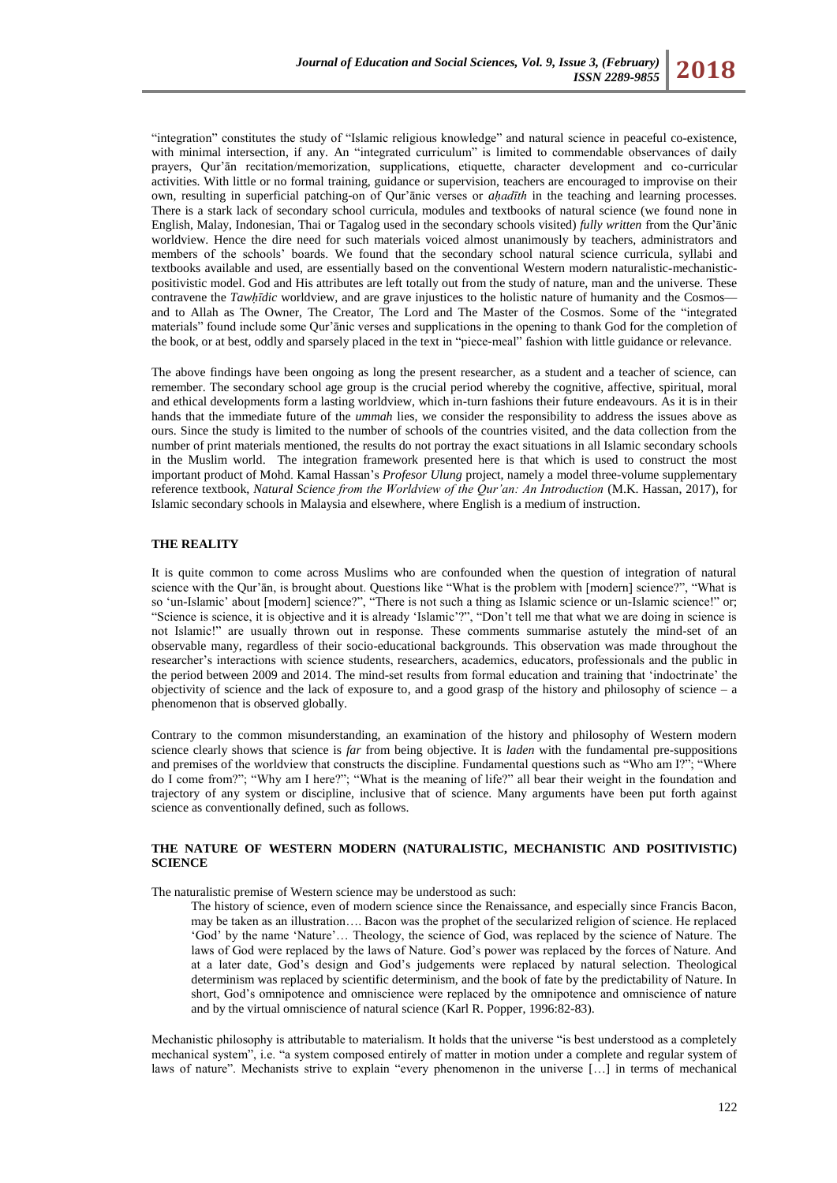"integration" constitutes the study of "Islamic religious knowledge" and natural science in peaceful co-existence, with minimal intersection, if any. An "integrated curriculum" is limited to commendable observances of daily prayers, Qur'ān recitation/memorization, supplications, etiquette, character development and co-curricular activities. With little or no formal training, guidance or supervision, teachers are encouraged to improvise on their own, resulting in superficial patching-on of Qur'ānic verses or *aḥadīth* in the teaching and learning processes. There is a stark lack of secondary school curricula, modules and textbooks of natural science (we found none in English, Malay, Indonesian, Thai or Tagalog used in the secondary schools visited) *fully written* from the Qur'ānic worldview. Hence the dire need for such materials voiced almost unanimously by teachers, administrators and members of the schools' boards. We found that the secondary school natural science curricula, syllabi and textbooks available and used, are essentially based on the conventional Western modern naturalistic-mechanistic-positivistic model. God and His attributes are left totally out from the study of nature, man and the universe. These contravene the *Tawḥīdic* worldview, and are grave injustices to the holistic nature of humanity and the Cosmos—and to Allah as The Owner, The Creator, The Lord and The Master of the Cosmos. Some of the "integrated materials" found include some Qur'ānic verses and supplications in the opening to thank God for the completion of the book, or at best, oddly and sparsely placed in the text in "piece-meal" fashion with little guidance or relevance.

The above findings have been ongoing as long the present researcher, as a student and a teacher of science, can remember. The secondary school age group is the crucial period whereby the cognitive, affective, spiritual, moral and ethical developments form a lasting worldview, which in-turn fashions their future endeavours. As it is in their hands that the immediate future of the *ummah* lies, we consider the responsibility to address the issues above as ours. Since the study is limited to the number of schools of the countries visited, and the data collection from the number of print materials mentioned, the results do not portray the exact situations in all Islamic secondary schools in the Muslim world. The integration framework presented here is that which is used to construct the most important product of Mohd. Kamal Hassan's *Profesor Ulung* project, namely a model three-volume supplementary reference textbook, *Natural Science from the Worldview of the Qur'an: An Introduction* (M.K. Hassan, 2017), for Islamic secondary schools in Malaysia and elsewhere, where English is a medium of instruction.

## THE REALITY

It is quite common to come across Muslims who are confounded when the question of integration of natural science with the Qur'ān, is brought about. Questions like "What is the problem with [modern] science?", "What is so 'un-Islamic' about [modern] science?", "There is not such a thing as Islamic science or un-Islamic science!" or; "Science is science, it is objective and it is already 'Islamic'?", "Don't tell me that what we are doing in science is not Islamic!" are usually thrown out in response. These comments summarise astutely the mind-set of an observable many, regardless of their socio-educational backgrounds. This observation was made throughout the researcher's interactions with science students, researchers, academics, educators, professionals and the public in the period between 2009 and 2014. The mind-set results from formal education and training that 'indoctrinate' the objectivity of science and the lack of exposure to, and a good grasp of the history and philosophy of science – a phenomenon that is observed globally.

Contrary to the common misunderstanding, an examination of the history and philosophy of Western modern science clearly shows that science is *far* from being objective. It is *laden* with the fundamental pre-suppositions and premises of the worldview that constructs the discipline. Fundamental questions such as "Who am I?"; "Where do I come from?"; "Why am I here?"; "What is the meaning of life?" all bear their weight in the foundation and trajectory of any system or discipline, inclusive that of science. Many arguments have been put forth against science as conventionally defined, such as follows.

## THE NATURE OF WESTERN MODERN (NATURALISTIC, MECHANISTIC AND POSITIVISTIC) SCIENCE

The naturalistic premise of Western science may be understood as such:

> The history of science, even of modern science since the Renaissance, and especially since Francis Bacon, may be taken as an illustration…. Bacon was the prophet of the secularized religion of science. He replaced 'God' by the name 'Nature'… Theology, the science of God, was replaced by the science of Nature. The laws of God were replaced by the laws of Nature. God's power was replaced by the forces of Nature. And at a later date, God's design and God's judgements were replaced by natural selection. Theological determinism was replaced by scientific determinism, and the book of fate by the predictability of Nature. In short, God's omnipotence and omniscience were replaced by the omnipotence and omniscience of nature and by the virtual omniscience of natural science (Karl R. Popper, 1996:82-83).

Mechanistic philosophy is attributable to materialism. It holds that the universe "is best understood as a completely mechanical system", i.e. "a system composed entirely of matter in motion under a complete and regular system of laws of nature". Mechanists strive to explain "every phenomenon in the universe […] in terms of mechanical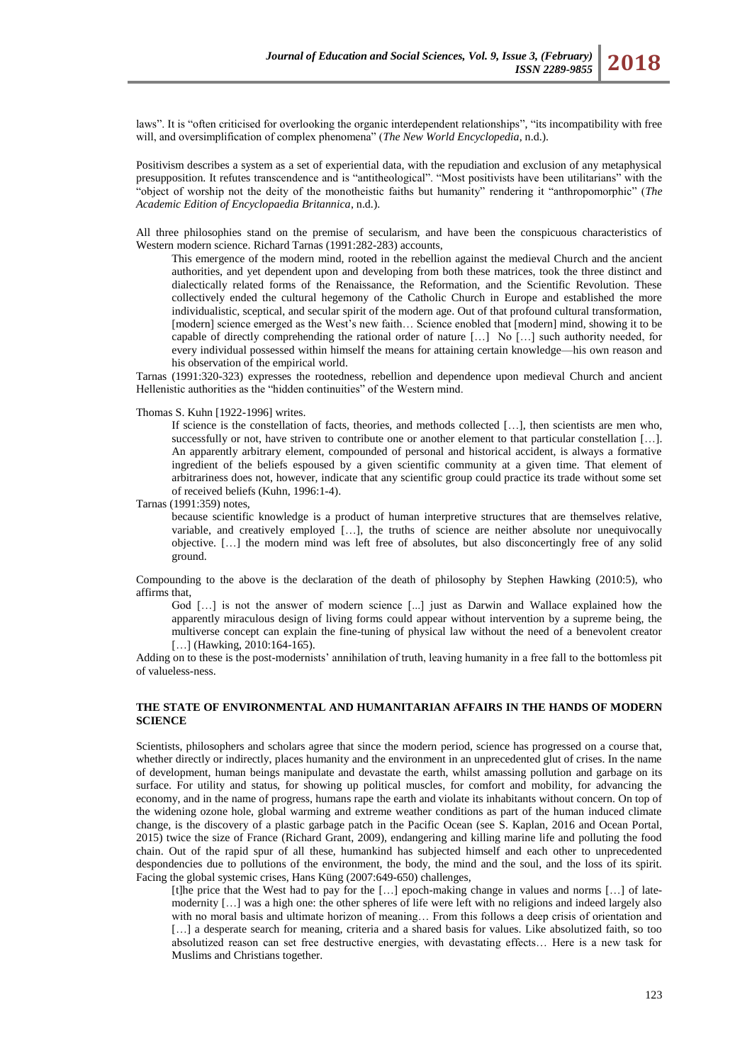laws". It is "often criticised for overlooking the organic interdependent relationships", "its incompatibility with free will, and oversimplification of complex phenomena" (*The New World Encyclopedia*, n.d.).

Positivism describes a system as a set of experiential data, with the repudiation and exclusion of any metaphysical presupposition. It refutes transcendence and is "antitheological". "Most positivists have been utilitarians" with the "object of worship not the deity of the monotheistic faiths but humanity" rendering it "anthropomorphic" (*The Academic Edition of Encyclopaedia Britannica*, n.d.).

All three philosophies stand on the premise of secularism, and have been the conspicuous characteristics of Western modern science. Richard Tarnas (1991:282-283) accounts,

> This emergence of the modern mind, rooted in the rebellion against the medieval Church and the ancient authorities, and yet dependent upon and developing from both these matrices, took the three distinct and dialectically related forms of the Renaissance, the Reformation, and the Scientific Revolution. These collectively ended the cultural hegemony of the Catholic Church in Europe and established the more individualistic, sceptical, and secular spirit of the modern age. Out of that profound cultural transformation, [modern] science emerged as the West's new faith… Science enobled that [modern] mind, showing it to be capable of directly comprehending the rational order of nature […] No […] such authority needed, for every individual possessed within himself the means for attaining certain knowledge—his own reason and his observation of the empirical world.

Tarnas (1991:320-323) expresses the rootedness, rebellion and dependence upon medieval Church and ancient Hellenistic authorities as the "hidden continuities" of the Western mind.

Thomas S. Kuhn [1922-1996] writes.

> If science is the constellation of facts, theories, and methods collected […], then scientists are men who, successfully or not, have striven to contribute one or another element to that particular constellation […]. An apparently arbitrary element, compounded of personal and historical accident, is always a formative ingredient of the beliefs espoused by a given scientific community at a given time. That element of arbitrariness does not, however, indicate that any scientific group could practice its trade without some set of received beliefs (Kuhn, 1996:1-4).

Tarnas (1991:359) notes,

> because scientific knowledge is a product of human interpretive structures that are themselves relative, variable, and creatively employed […], the truths of science are neither absolute nor unequivocally objective. […] the modern mind was left free of absolutes, but also disconcertingly free of any solid ground.

Compounding to the above is the declaration of the death of philosophy by Stephen Hawking (2010:5), who affirms that,

> God […] is not the answer of modern science [...] just as Darwin and Wallace explained how the apparently miraculous design of living forms could appear without intervention by a supreme being, the multiverse concept can explain the fine-tuning of physical law without the need of a benevolent creator […] (Hawking, 2010:164-165).

Adding on to these is the post-modernists' annihilation of truth, leaving humanity in a free fall to the bottomless pit of valueless-ness.

## THE STATE OF ENVIRONMENTAL AND HUMANITARIAN AFFAIRS IN THE HANDS OF MODERN SCIENCE

Scientists, philosophers and scholars agree that since the modern period, science has progressed on a course that, whether directly or indirectly, places humanity and the environment in an unprecedented glut of crises. In the name of development, human beings manipulate and devastate the earth, whilst amassing pollution and garbage on its surface. For utility and status, for showing up political muscles, for comfort and mobility, for advancing the economy, and in the name of progress, humans rape the earth and violate its inhabitants without concern. On top of the widening ozone hole, global warming and extreme weather conditions as part of the human induced climate change, is the discovery of a plastic garbage patch in the Pacific Ocean (see S. Kaplan, 2016 and Ocean Portal, 2015) twice the size of France (Richard Grant, 2009), endangering and killing marine life and polluting the food chain. Out of the rapid spur of all these, humankind has subjected himself and each other to unprecedented despondencies due to pollutions of the environment, the body, the mind and the soul, and the loss of its spirit. Facing the global systemic crises, Hans Küng (2007:649-650) challenges,

> [t]he price that the West had to pay for the […] epoch-making change in values and norms […] of late-modernity […] was a high one: the other spheres of life were left with no religions and indeed largely also with no moral basis and ultimate horizon of meaning… From this follows a deep crisis of orientation and […] a desperate search for meaning, criteria and a shared basis for values. Like absolutized faith, so too absolutized reason can set free destructive energies, with devastating effects… Here is a new task for Muslims and Christians together.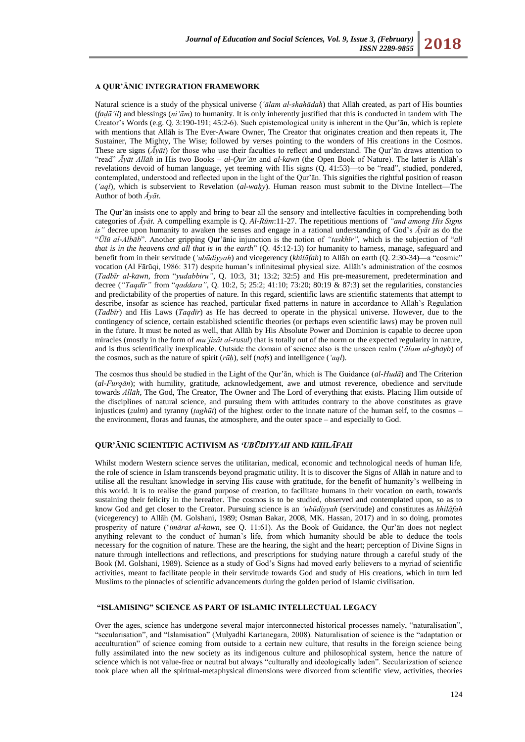## A QUR'ĀNIC INTEGRATION FRAMEWORK

Natural science is a study of the physical universe (*'ālam al-shahādah*) that Allāh created, as part of His bounties (*faḍā'il*) and blessings (*ni'ām*) to humanity. It is only inherently justified that this is conducted in tandem with The Creator's Words (e.g. Q. 3:190-191; 45:2-6). Such epistemological unity is inherent in the Qur'ān, which is replete with mentions that Allāh is The Ever-Aware Owner, The Creator that originates creation and then repeats it, The Sustainer, The Mighty, The Wise; followed by verses pointing to the wonders of His creations in the Cosmos. These are signs (*Āyāt*) for those who use their faculties to reflect and understand. The Qur'ān draws attention to "read" *Āyāt Allāh* in His two Books – *al-Qur'ān* and *al-kawn* (the Open Book of Nature). The latter is Allāh's revelations devoid of human language, yet teeming with His signs (Q. 41:53)—to be "read", studied, pondered, contemplated, understood and reflected upon in the light of the Qur'ān. This signifies the rightful position of reason (*'aql*), which is subservient to Revelation (*al-waḥy*). Human reason must submit to the Divine Intellect—The Author of both *Āyāt*.

The Qur'ān insists one to apply and bring to bear all the sensory and intellective faculties in comprehending both categories of *Āyāt*. A compelling example is Q. *Al-Rūm*:11-27. The repetitious mentions of *"and among His Signs is"* decree upon humanity to awaken the senses and engage in a rational understanding of God's *Āyāt* as do the "*Ūlū al-Albāb*". Another gripping Qur'ānic injunction is the notion of *"taskhīr",* which is the subjection of "*all that is in the heavens and all that is in the earth*" (Q. 45:12-13) for humanity to harness, manage, safeguard and benefit from in their servitude (*'ubūdiyyah*) and vicegerency (*khilāfah*) to Allāh on earth (Q. 2:30-34)—a "cosmic" vocation (Al Fārūqi, 1986: 317) despite human's infinitesimal physical size. Allāh's administration of the cosmos (*Tadbīr al-kawn*, from "*yudabbiru"*, Q. 10:3, 31; 13:2; 32:5) and His pre-measurement, predetermination and decree (*"Taqdīr"* from "*qaddara"*, Q. 10:2, 5; 25:2; 41:10; 73:20; 80:19 & 87:3) set the regularities, constancies and predictability of the properties of nature. In this regard, scientific laws are scientific statements that attempt to describe, insofar as science has reached, particular fixed patterns in nature in accordance to Allāh's Regulation (*Tadbīr*) and His Laws (*Taqdīr*) as He has decreed to operate in the physical universe. However, due to the contingency of science, certain established scientific theories (or perhaps even scientific laws) may be proven null in the future. It must be noted as well, that Allāh by His Absolute Power and Dominion is capable to decree upon miracles (mostly in the form of *mu'jizāt al-rusul*) that is totally out of the norm or the expected regularity in nature, and is thus scientifically inexplicable. Outside the domain of science also is the unseen realm ('*ālam al-ghayb*) of the cosmos, such as the nature of spirit (*rūḥ*), self (*nafs*) and intelligence (*'aql*).

The cosmos thus should be studied in the Light of the Qur'ān, which is The Guidance (*al-Hudā*) and The Criterion (*al-Furqān*); with humility, gratitude, acknowledgement, awe and utmost reverence, obedience and servitude towards *Allāh*, The God, The Creator, The Owner and The Lord of everything that exists. Placing Him outside of the disciplines of natural science, and pursuing them with attitudes contrary to the above constitutes as grave injustices (*ẓulm*) and tyranny (*ṭaghūt*) of the highest order to the innate nature of the human self, to the cosmos – the environment, floras and faunas, the atmosphere, and the outer space – and especially to God.

## QUR'ĀNIC SCIENTIFIC ACTIVISM AS *'UBŪDIYYAH* AND *KHILĀFAH*

Whilst modern Western science serves the utilitarian, medical, economic and technological needs of human life, the role of science in Islam transcends beyond pragmatic utility. It is to discover the Signs of Allāh in nature and to utilise all the resultant knowledge in serving His cause with gratitude, for the benefit of humanity's wellbeing in this world. It is to realise the grand purpose of creation, to facilitate humans in their vocation on earth, towards sustaining their felicity in the hereafter. The cosmos is to be studied, observed and contemplated upon, so as to know God and get closer to the Creator. Pursuing science is an *'ubūdiyyah* (servitude) and constitutes as *khilāfah* (vicegerency) to Allāh (M. Golshani, 1989; Osman Bakar, 2008, MK. Hassan, 2017) and in so doing, promotes prosperity of nature ('*imārat al-kawn*, see Q. 11:61). As the Book of Guidance, the Qur'ān does not neglect anything relevant to the conduct of human's life, from which humanity should be able to deduce the tools necessary for the cognition of nature. These are the hearing, the sight and the heart; perception of Divine Signs in nature through intellections and reflections, and prescriptions for studying nature through a careful study of the Book (M. Golshani, 1989). Science as a study of God's Signs had moved early believers to a myriad of scientific activities, meant to facilitate people in their servitude towards God and study of His creations, which in turn led Muslims to the pinnacles of scientific advancements during the golden period of Islamic civilisation.

## "ISLAMISING" SCIENCE AS PART OF ISLAMIC INTELLECTUAL LEGACY

Over the ages, science has undergone several major interconnected historical processes namely, "naturalisation", "secularisation", and "Islamisation" (Mulyadhi Kartanegara, 2008). Naturalisation of science is the "adaptation or acculturation" of science coming from outside to a certain new culture, that results in the foreign science being fully assimilated into the new society as its indigenous culture and philosophical system, hence the nature of science which is not value-free or neutral but always "culturally and ideologically laden". Secularization of science took place when all the spiritual-metaphysical dimensions were divorced from scientific view, activities, theories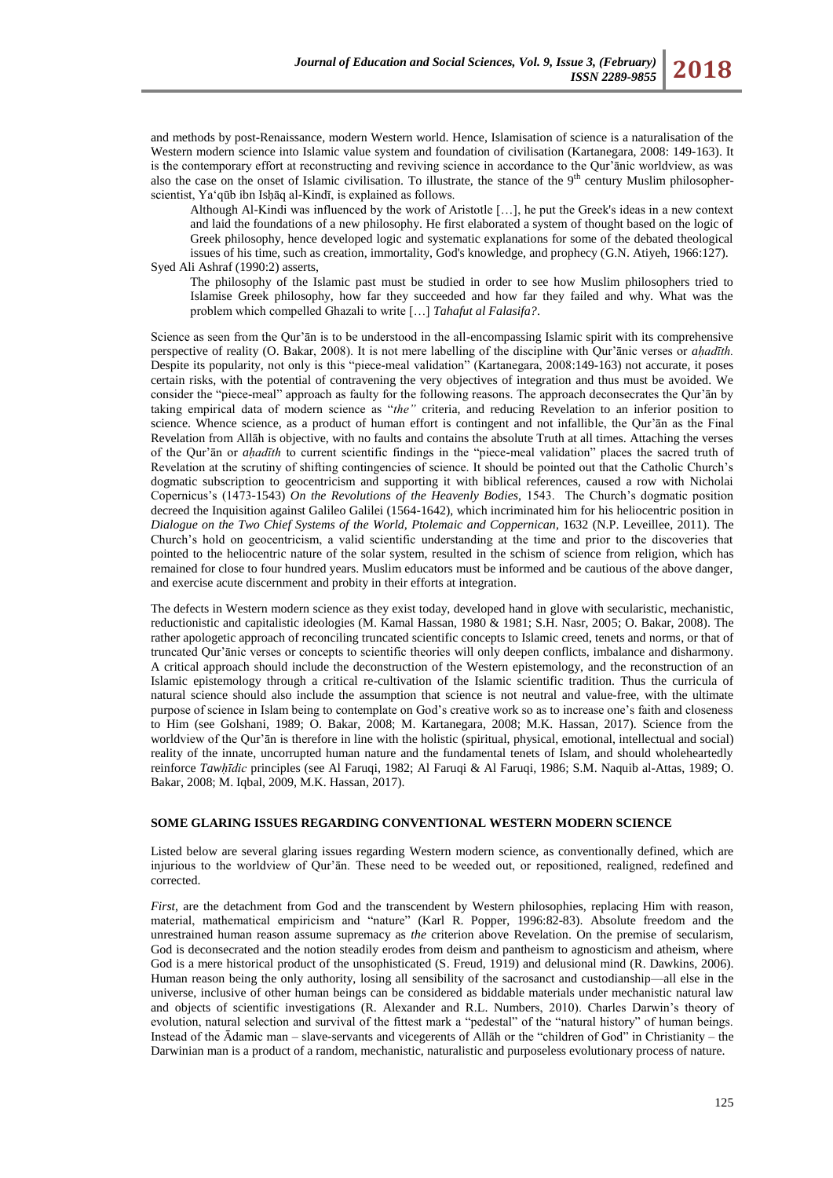and methods by post-Renaissance, modern Western world. Hence, Islamisation of science is a naturalisation of the Western modern science into Islamic value system and foundation of civilisation (Kartanegara, 2008: 149-163). It is the contemporary effort at reconstructing and reviving science in accordance to the Qur'ānic worldview, as was also the case on the onset of Islamic civilisation. To illustrate, the stance of the 9th century Muslim philosopher-scientist, Ya'qūb ibn Isḥāq al-Kindī, is explained as follows.

> Although Al-Kindi was influenced by the work of Aristotle […], he put the Greek's ideas in a new context and laid the foundations of a new philosophy. He first elaborated a system of thought based on the logic of Greek philosophy, hence developed logic and systematic explanations for some of the debated theological issues of his time, such as creation, immortality, God's knowledge, and prophecy (G.N. Atiyeh, 1966:127).

Syed Ali Ashraf (1990:2) asserts,

> The philosophy of the Islamic past must be studied in order to see how Muslim philosophers tried to Islamise Greek philosophy, how far they succeeded and how far they failed and why. What was the problem which compelled Ghazali to write […] *Tahafut al Falasifa?*.

Science as seen from the Qur'ān is to be understood in the all-encompassing Islamic spirit with its comprehensive perspective of reality (O. Bakar, 2008). It is not mere labelling of the discipline with Qur'ānic verses or *aḥadīth.* Despite its popularity, not only is this "piece-meal validation" (Kartanegara, 2008:149-163) not accurate, it poses certain risks, with the potential of contravening the very objectives of integration and thus must be avoided. We consider the "piece-meal" approach as faulty for the following reasons. The approach deconsecrates the Qur'ān by taking empirical data of modern science as "*the"* criteria, and reducing Revelation to an inferior position to science. Whence science, as a product of human effort is contingent and not infallible, the Qur'ān as the Final Revelation from Allāh is objective, with no faults and contains the absolute Truth at all times. Attaching the verses of the Qur'ān or *aḥadīth* to current scientific findings in the "piece-meal validation" places the sacred truth of Revelation at the scrutiny of shifting contingencies of science. It should be pointed out that the Catholic Church's dogmatic subscription to geocentricism and supporting it with biblical references, caused a row with Nicholai Copernicus's (1473-1543) *On the Revolutions of the Heavenly Bodies*, 1543. The Church's dogmatic position decreed the Inquisition against Galileo Galilei (1564-1642), which incriminated him for his heliocentric position in *Dialogue on the Two Chief Systems of the World, Ptolemaic and Coppernican*, 1632 (N.P. Leveillee, 2011). The Church's hold on geocentricism, a valid scientific understanding at the time and prior to the discoveries that pointed to the heliocentric nature of the solar system, resulted in the schism of science from religion, which has remained for close to four hundred years. Muslim educators must be informed and be cautious of the above danger, and exercise acute discernment and probity in their efforts at integration.

The defects in Western modern science as they exist today, developed hand in glove with secularistic, mechanistic, reductionistic and capitalistic ideologies (M. Kamal Hassan, 1980 & 1981; S.H. Nasr, 2005; O. Bakar, 2008). The rather apologetic approach of reconciling truncated scientific concepts to Islamic creed, tenets and norms, or that of truncated Qur'ānic verses or concepts to scientific theories will only deepen conflicts, imbalance and disharmony. A critical approach should include the deconstruction of the Western epistemology, and the reconstruction of an Islamic epistemology through a critical re-cultivation of the Islamic scientific tradition. Thus the curricula of natural science should also include the assumption that science is not neutral and value-free, with the ultimate purpose of science in Islam being to contemplate on God's creative work so as to increase one's faith and closeness to Him (see Golshani, 1989; O. Bakar, 2008; M. Kartanegara, 2008; M.K. Hassan, 2017). Science from the worldview of the Qur'ān is therefore in line with the holistic (spiritual, physical, emotional, intellectual and social) reality of the innate, uncorrupted human nature and the fundamental tenets of Islam, and should wholeheartedly reinforce *Tawḥīdic* principles (see Al Faruqi, 1982; Al Faruqi & Al Faruqi, 1986; S.M. Naquib al-Attas, 1989; O. Bakar, 2008; M. Iqbal, 2009, M.K. Hassan, 2017).

## SOME GLARING ISSUES REGARDING CONVENTIONAL WESTERN MODERN SCIENCE

Listed below are several glaring issues regarding Western modern science, as conventionally defined, which are injurious to the worldview of Qur'ān. These need to be weeded out, or repositioned, realigned, redefined and corrected.

*First*, are the detachment from God and the transcendent by Western philosophies, replacing Him with reason, material, mathematical empiricism and "nature" (Karl R. Popper, 1996:82-83). Absolute freedom and the unrestrained human reason assume supremacy as *the* criterion above Revelation. On the premise of secularism, God is deconsecrated and the notion steadily erodes from deism and pantheism to agnosticism and atheism, where God is a mere historical product of the unsophisticated (S. Freud, 1919) and delusional mind (R. Dawkins, 2006). Human reason being the only authority, losing all sensibility of the sacrosanct and custodianship—all else in the universe, inclusive of other human beings can be considered as biddable materials under mechanistic natural law and objects of scientific investigations (R. Alexander and R.L. Numbers, 2010). Charles Darwin's theory of evolution, natural selection and survival of the fittest mark a "pedestal" of the "natural history" of human beings. Instead of the Ādamic man – slave-servants and vicegerents of Allāh or the "children of God" in Christianity – the Darwinian man is a product of a random, mechanistic, naturalistic and purposeless evolutionary process of nature.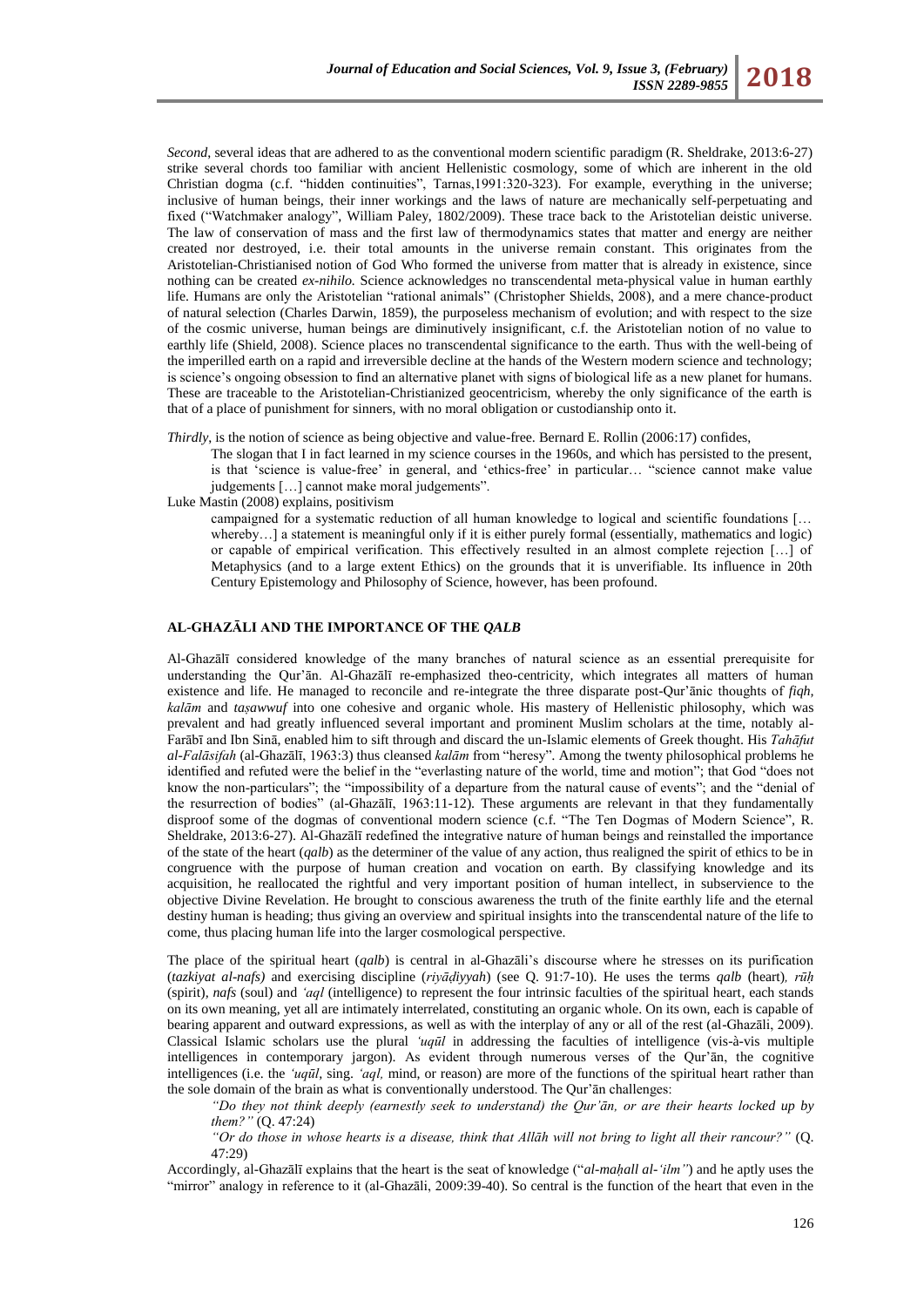*Second*, several ideas that are adhered to as the conventional modern scientific paradigm (R. Sheldrake, 2013:6-27) strike several chords too familiar with ancient Hellenistic cosmology, some of which are inherent in the old Christian dogma (c.f. "hidden continuities", Tarnas,1991:320-323). For example, everything in the universe; inclusive of human beings, their inner workings and the laws of nature are mechanically self-perpetuating and fixed ("Watchmaker analogy", William Paley, 1802/2009). These trace back to the Aristotelian deistic universe. The law of conservation of mass and the first law of thermodynamics states that matter and energy are neither created nor destroyed, i.e. their total amounts in the universe remain constant. This originates from the Aristotelian-Christianised notion of God Who formed the universe from matter that is already in existence, since nothing can be created *ex-nihilo.* Science acknowledges no transcendental meta-physical value in human earthly life. Humans are only the Aristotelian "rational animals" (Christopher Shields, 2008), and a mere chance-product of natural selection (Charles Darwin, 1859), the purposeless mechanism of evolution; and with respect to the size of the cosmic universe, human beings are diminutively insignificant, c.f. the Aristotelian notion of no value to earthly life (Shield, 2008). Science places no transcendental significance to the earth. Thus with the well-being of the imperilled earth on a rapid and irreversible decline at the hands of the Western modern science and technology; is science's ongoing obsession to find an alternative planet with signs of biological life as a new planet for humans. These are traceable to the Aristotelian-Christianized geocentricism, whereby the only significance of the earth is that of a place of punishment for sinners, with no moral obligation or custodianship onto it.

*Thirdly*, is the notion of science as being objective and value-free. Bernard E. Rollin (2006:17) confides,

> The slogan that I in fact learned in my science courses in the 1960s, and which has persisted to the present, is that 'science is value-free' in general, and 'ethics-free' in particular… "science cannot make value judgements […] cannot make moral judgements".

Luke Mastin (2008) explains, positivism

> campaigned for a systematic reduction of all human knowledge to logical and scientific foundations […whereby…] a statement is meaningful only if it is either purely formal (essentially, mathematics and logic) or capable of empirical verification. This effectively resulted in an almost complete rejection […] of Metaphysics (and to a large extent Ethics) on the grounds that it is unverifiable. Its influence in 20th Century Epistemology and Philosophy of Science, however, has been profound.

## AL-GHAZĀLI AND THE IMPORTANCE OF THE *QALB*

Al-Ghazālī considered knowledge of the many branches of natural science as an essential prerequisite for understanding the Qur'ān. Al-Ghazālī re-emphasized theo-centricity, which integrates all matters of human existence and life. He managed to reconcile and re-integrate the three disparate post-Qur'ānic thoughts of *fiqh*, *kalām* and *taṣawwuf* into one cohesive and organic whole. His mastery of Hellenistic philosophy, which was prevalent and had greatly influenced several important and prominent Muslim scholars at the time, notably al-Farābī and Ibn Sinā, enabled him to sift through and discard the un-Islamic elements of Greek thought. His *Tahāfut al-Falāsifah* (al-Ghazālī, 1963:3) thus cleansed *kalām* from "heresy". Among the twenty philosophical problems he identified and refuted were the belief in the "everlasting nature of the world, time and motion"; that God "does not know the non-particulars"; the "impossibility of a departure from the natural cause of events"; and the "denial of the resurrection of bodies" (al-Ghazālī, 1963:11-12). These arguments are relevant in that they fundamentally disproof some of the dogmas of conventional modern science (c.f. "The Ten Dogmas of Modern Science", R. Sheldrake, 2013:6-27). Al-Ghazālī redefined the integrative nature of human beings and reinstalled the importance of the state of the heart (*qalb*) as the determiner of the value of any action, thus realigned the spirit of ethics to be in congruence with the purpose of human creation and vocation on earth. By classifying knowledge and its acquisition, he reallocated the rightful and very important position of human intellect, in subservience to the objective Divine Revelation. He brought to conscious awareness the truth of the finite earthly life and the eternal destiny human is heading; thus giving an overview and spiritual insights into the transcendental nature of the life to come, thus placing human life into the larger cosmological perspective.

The place of the spiritual heart (*qalb*) is central in al-Ghazāli's discourse where he stresses on its purification (*tazkiyat al-nafs)* and exercising discipline (*riyāḍiyyah*) (see Q. 91:7-10). He uses the terms *qalb* (heart)*, rūḥ* (spirit), *nafs* (soul) and *'aql* (intelligence) to represent the four intrinsic faculties of the spiritual heart, each stands on its own meaning, yet all are intimately interrelated, constituting an organic whole. On its own, each is capable of bearing apparent and outward expressions, as well as with the interplay of any or all of the rest (al-Ghazāli, 2009). Classical Islamic scholars use the plural *'uqūl* in addressing the faculties of intelligence (vis-à-vis multiple intelligences in contemporary jargon). As evident through numerous verses of the Qur'ān, the cognitive intelligences (i.e. the *'uqūl*, sing. *'aql,* mind, or reason) are more of the functions of the spiritual heart rather than the sole domain of the brain as what is conventionally understood. The Qur'ān challenges:

> *"Do they not think deeply (earnestly seek to understand) the Qur'ān, or are their hearts locked up by them?"* (Q. 47:24)
>
> *"Or do those in whose hearts is a disease, think that Allāh will not bring to light all their rancour?"* (Q. 47:29)

Accordingly, al-Ghazālī explains that the heart is the seat of knowledge ("*al-maḥall al-'ilm"*) and he aptly uses the "mirror" analogy in reference to it (al-Ghazāli, 2009:39-40). So central is the function of the heart that even in the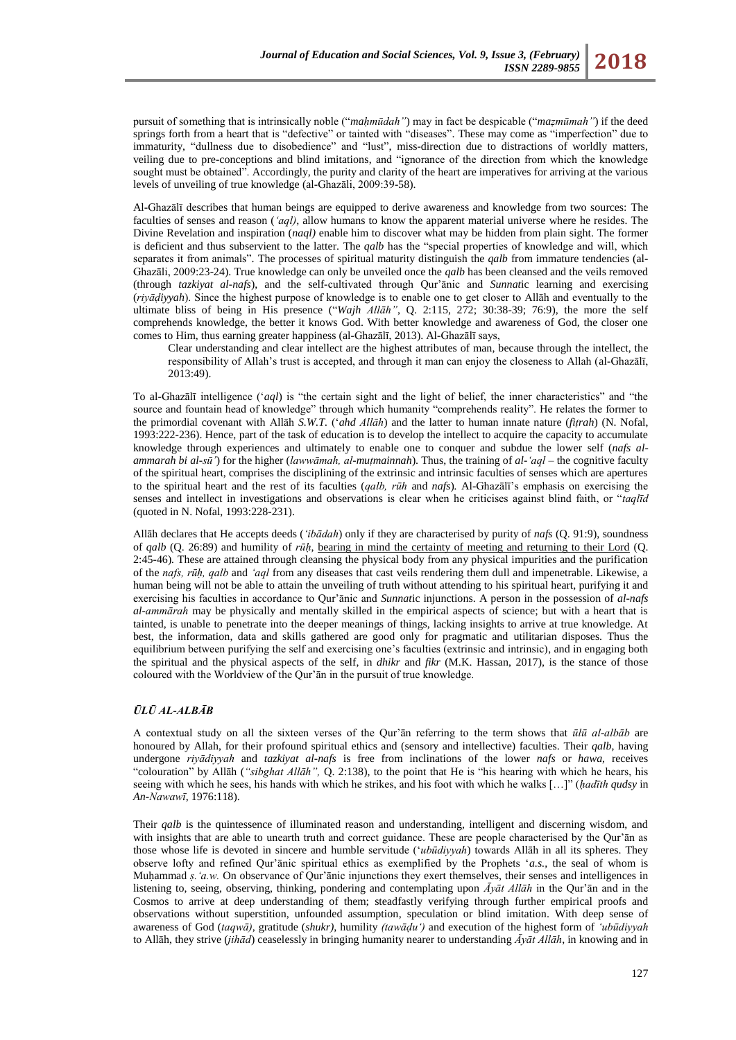pursuit of something that is intrinsically noble ("*maḥmūdah"*) may in fact be despicable ("*maẓmūmah"*) if the deed springs forth from a heart that is "defective" or tainted with "diseases". These may come as "imperfection" due to immaturity, "dullness due to disobedience" and "lust", miss-direction due to distractions of worldly matters, veiling due to pre-conceptions and blind imitations, and "ignorance of the direction from which the knowledge sought must be obtained". Accordingly, the purity and clarity of the heart are imperatives for arriving at the various levels of unveiling of true knowledge (al-Ghazāli, 2009:39-58).

Al-Ghazālī describes that human beings are equipped to derive awareness and knowledge from two sources: The faculties of senses and reason (*'aql)*, allow humans to know the apparent material universe where he resides. The Divine Revelation and inspiration (*naql)* enable him to discover what may be hidden from plain sight. The former is deficient and thus subservient to the latter. The *qalb* has the "special properties of knowledge and will, which separates it from animals". The processes of spiritual maturity distinguish the *qalb* from immature tendencies (al-Ghazāli, 2009:23-24). True knowledge can only be unveiled once the *qalb* has been cleansed and the veils removed (through *tazkiyat al-nafs*), and the self-cultivated through Qur'ānic and *Sunnat*ic learning and exercising (*riyāḍiyyah*). Since the highest purpose of knowledge is to enable one to get closer to Allāh and eventually to the ultimate bliss of being in His presence ("*Wajh Allāh"*, Q. 2:115, 272; 30:38-39; 76:9), the more the self comprehends knowledge, the better it knows God. With better knowledge and awareness of God, the closer one comes to Him, thus earning greater happiness (al-Ghazālī, 2013). Al-Ghazālī says,

> Clear understanding and clear intellect are the highest attributes of man, because through the intellect, the responsibility of Allah's trust is accepted, and through it man can enjoy the closeness to Allah (al-Ghazālī, 2013:49).

To al-Ghazālī intelligence ('*aql*) is "the certain sight and the light of belief, the inner characteristics" and "the source and fountain head of knowledge" through which humanity "comprehends reality". He relates the former to the primordial covenant with Allāh *S.W.T.* ('*ahd Allāh*) and the latter to human innate nature (*fiṭrah*) (N. Nofal, 1993:222-236). Hence, part of the task of education is to develop the intellect to acquire the capacity to accumulate knowledge through experiences and ultimately to enable one to conquer and subdue the lower self (*nafs al-ammarah bi al-sū'*) for the higher (*lawwāmah, al-muṭmainnah*). Thus, the training of *al-'aql* – the cognitive faculty of the spiritual heart, comprises the disciplining of the extrinsic and intrinsic faculties of senses which are apertures to the spiritual heart and the rest of its faculties (*qalb, rūh* and *nafs*). Al-Ghazālī's emphasis on exercising the senses and intellect in investigations and observations is clear when he criticises against blind faith, or "*taqlīd* (quoted in N. Nofal, 1993:228-231).

Allāh declares that He accepts deeds (*'ibādah*) only if they are characterised by purity of *nafs* (Q. 91:9), soundness of *qalb* (Q. 26:89) and humility of *rūḥ*, bearing in mind the certainty of meeting and returning to their Lord (Q. 2:45-46). These are attained through cleansing the physical body from any physical impurities and the purification of the *nafs, rūḥ, qalb* and *'aql* from any diseases that cast veils rendering them dull and impenetrable. Likewise, a human being will not be able to attain the unveiling of truth without attending to his spiritual heart, purifying it and exercising his faculties in accordance to Qur'ānic and *Sunnat*ic injunctions. A person in the possession of *al-nafs al-ammārah* may be physically and mentally skilled in the empirical aspects of science; but with a heart that is tainted, is unable to penetrate into the deeper meanings of things, lacking insights to arrive at true knowledge. At best, the information, data and skills gathered are good only for pragmatic and utilitarian disposes. Thus the equilibrium between purifying the self and exercising one's faculties (extrinsic and intrinsic), and in engaging both the spiritual and the physical aspects of the self, in *dhikr* and *fikr* (M.K. Hassan, 2017), is the stance of those coloured with the Worldview of the Qur'ān in the pursuit of true knowledge.

## *ŪLŪ AL-ALBĀB*

A contextual study on all the sixteen verses of the Qur'ān referring to the term shows that *ūlū al-albāb* are honoured by Allah, for their profound spiritual ethics and (sensory and intellective) faculties. Their *qalb*, having undergone *riyādiyyah* and *tazkiyat al-nafs* is free from inclinations of the lower *nafs* or *hawa*, receives "colouration" by Allāh (*"sibghat Allāh",* Q. 2:138), to the point that He is "his hearing with which he hears, his seeing with which he sees, his hands with which he strikes, and his foot with which he walks […]" (*ḥadīth qudsy* in *An-Nawawī*, 1976:118).

Their *qalb* is the quintessence of illuminated reason and understanding, intelligent and discerning wisdom, and with insights that are able to unearth truth and correct guidance. These are people characterised by the Qur'ān as those whose life is devoted in sincere and humble servitude ('*ubūdiyyah*) towards Allāh in all its spheres. They observe lofty and refined Qur'ānic spiritual ethics as exemplified by the Prophets '*a.s.*, the seal of whom is Muḥammad *ṣ.'a.w.* On observance of Qur'ānic injunctions they exert themselves, their senses and intelligences in listening to, seeing, observing, thinking, pondering and contemplating upon *Āyāt Allāh* in the Qur'ān and in the Cosmos to arrive at deep understanding of them; steadfastly verifying through further empirical proofs and observations without superstition, unfounded assumption, speculation or blind imitation. With deep sense of awareness of God (*taqwā)*, gratitude (*shukr)*, humility *(tawāḍu')* and execution of the highest form of *'ubūdiyyah* to Allāh, they strive (*jihād*) ceaselessly in bringing humanity nearer to understanding *Āyāt Allāh*, in knowing and in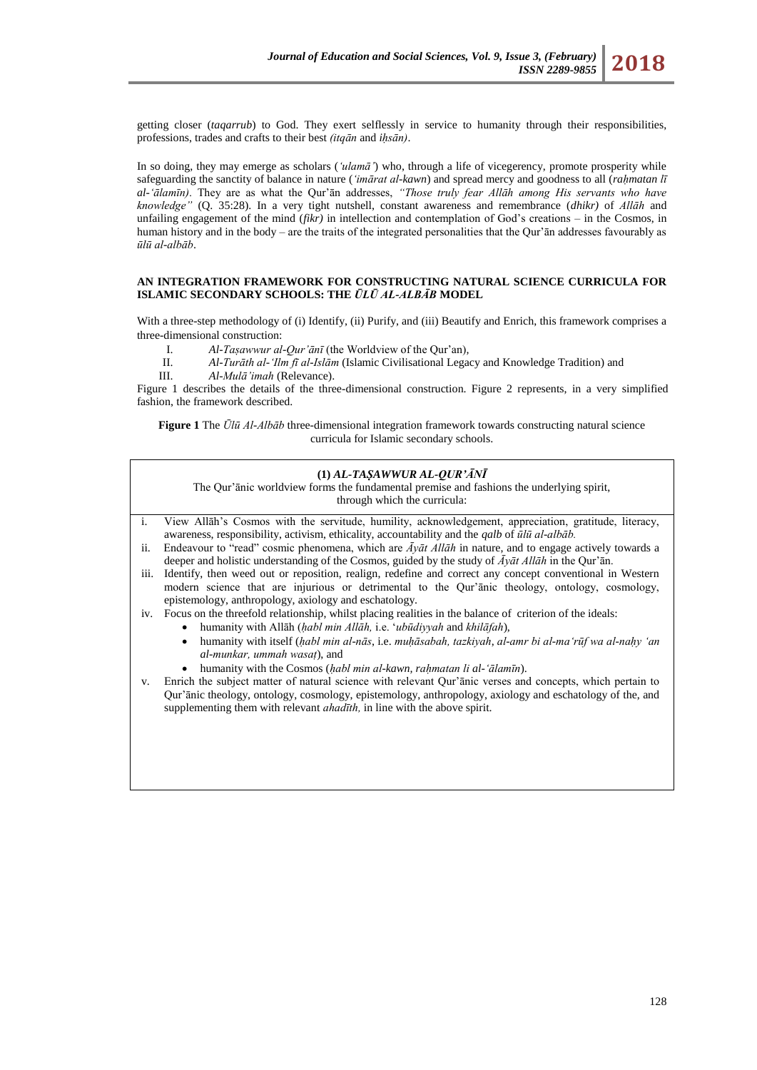getting closer (*taqarrub*) to God. They exert selflessly in service to humanity through their responsibilities, professions, trades and crafts to their best *(itqān* and *iḥsān)*.

In so doing, they may emerge as scholars (*'ulamā'*) who, through a life of vicegerency, promote prosperity while safeguarding the sanctity of balance in nature (*'imārat al-kawn*) and spread mercy and goodness to all (*raḥmatan lī al-'ālamīn)*. They are as what the Qur'ān addresses, *"Those truly fear Allāh among His servants who have knowledge"* (Q. 35:28). In a very tight nutshell, constant awareness and remembrance (*dhikr)* of *Allāh* and unfailing engagement of the mind (*fikr)* in intellection and contemplation of God's creations – in the Cosmos, in human history and in the body – are the traits of the integrated personalities that the Qur'ān addresses favourably as *ūlū al-albāb*.

## AN INTEGRATION FRAMEWORK FOR CONSTRUCTING NATURAL SCIENCE CURRICULA FOR ISLAMIC SECONDARY SCHOOLS: THE *ŪLŪ AL-ALBĀB* MODEL

With a three-step methodology of (i) Identify, (ii) Purify, and (iii) Beautify and Enrich, this framework comprises a three-dimensional construction:

I. *Al-Taṣawwur al-Qur'ānī* (the Worldview of the Qur'an),
II. *Al-Turāth al-'Ilm fī al-Islām* (Islamic Civilisational Legacy and Knowledge Tradition) and
III. *Al-Mulā'imah* (Relevance).

Figure 1 describes the details of the three-dimensional construction. Figure 2 represents, in a very simplified fashion, the framework described.

**Figure 1** The *Ūlū Al-Albāb* three-dimensional integration framework towards constructing natural science curricula for Islamic secondary schools.

**(1)** ***AL-TAṢAWWUR AL-QUR'ĀNĪ***

The Qur'ānic worldview forms the fundamental premise and fashions the underlying spirit, through which the curricula:

i. View Allāh's Cosmos with the servitude, humility, acknowledgement, appreciation, gratitude, literacy, awareness, responsibility, activism, ethicality, accountability and the *qalb* of *ūlū al-albāb.*
ii. Endeavour to "read" cosmic phenomena, which are *Āyāt Allāh* in nature, and to engage actively towards a deeper and holistic understanding of the Cosmos, guided by the study of *Āyāt Allāh* in the Qur'ān.
iii. Identify, then weed out or reposition, realign, redefine and correct any concept conventional in Western modern science that are injurious or detrimental to the Qur'ānic theology, ontology, cosmology, epistemology, anthropology, axiology and eschatology.
iv. Focus on the threefold relationship, whilst placing realities in the balance of criterion of the ideals:
    - humanity with Allāh (*ḥabl min Allāh,* i.e. '*ubūdiyyah* and *khilāfah*),
    - humanity with itself (*ḥabl min al-nās*, i.e. *muḥāsabah, tazkiyah*, *al-amr bi al-ma'rūf wa al-naḥy 'an al-munkar, ummah wasaṭ*), and
    - humanity with the Cosmos (*ḥabl min al-kawn, raḥmatan li al-'ālamīn*).
v. Enrich the subject matter of natural science with relevant Qur'ānic verses and concepts, which pertain to Qur'ānic theology, ontology, cosmology, epistemology, anthropology, axiology and eschatology of the, and supplementing them with relevant *ahadīth,* in line with the above spirit.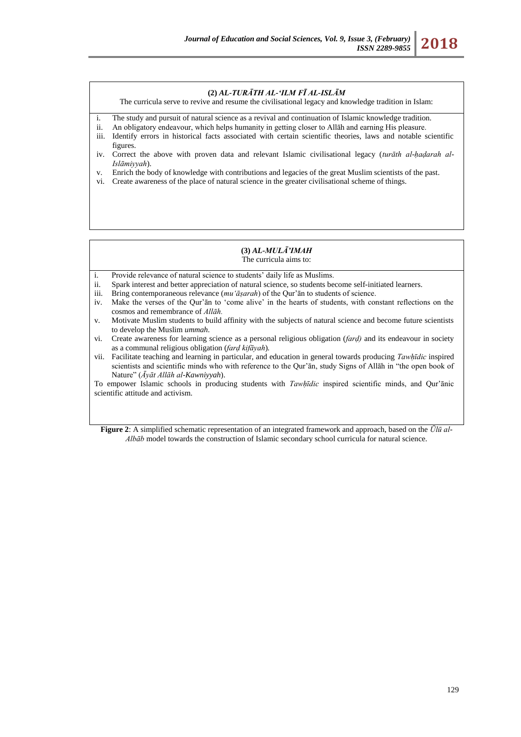**(2) *AL-TURĀTH AL-‘ILM FĪ AL-ISLĀM***

The curricula serve to revive and resume the civilisational legacy and knowledge tradition in Islam:

i. The study and pursuit of natural science as a revival and continuation of Islamic knowledge tradition.
ii. An obligatory endeavour, which helps humanity in getting closer to Allāh and earning His pleasure.
iii. Identify errors in historical facts associated with certain scientific theories, laws and notable scientific figures.
iv. Correct the above with proven data and relevant Islamic civilisational legacy (*turāth al-ḥaḍarah al-Islāmiyyah*).
v. Enrich the body of knowledge with contributions and legacies of the great Muslim scientists of the past.
vi. Create awareness of the place of natural science in the greater civilisational scheme of things.

**(3) *AL-MULĀ’IMAH***

The curricula aims to:

i. Provide relevance of natural science to students' daily life as Muslims.
ii. Spark interest and better appreciation of natural science, so students become self-initiated learners.
iii. Bring contemporaneous relevance (*mu‘āṣarah*) of the Qur'ān to students of science.
iv. Make the verses of the Qur'ān to 'come alive' in the hearts of students, with constant reflections on the cosmos and remembrance of *Allāh*.
v. Motivate Muslim students to build affinity with the subjects of natural science and become future scientists to develop the Muslim *ummah*.
vi. Create awareness for learning science as a personal religious obligation (*farḍ)* and its endeavour in society as a communal religious obligation (*farḍ kifāyah*)*.*
vii. Facilitate teaching and learning in particular, and education in general towards producing *Tawḥīdic* inspired scientists and scientific minds who with reference to the Qur'ān, study Signs of Allāh in "the open book of Nature" (*Āyāt Allāh al-Kawniyyah*).

To empower Islamic schools in producing students with *Tawḥīdic* inspired scientific minds, and Qur'ānic scientific attitude and activism.

**Figure 2**: A simplified schematic representation of an integrated framework and approach, based on the *Ūlū al-Albāb* model towards the construction of Islamic secondary school curricula for natural science.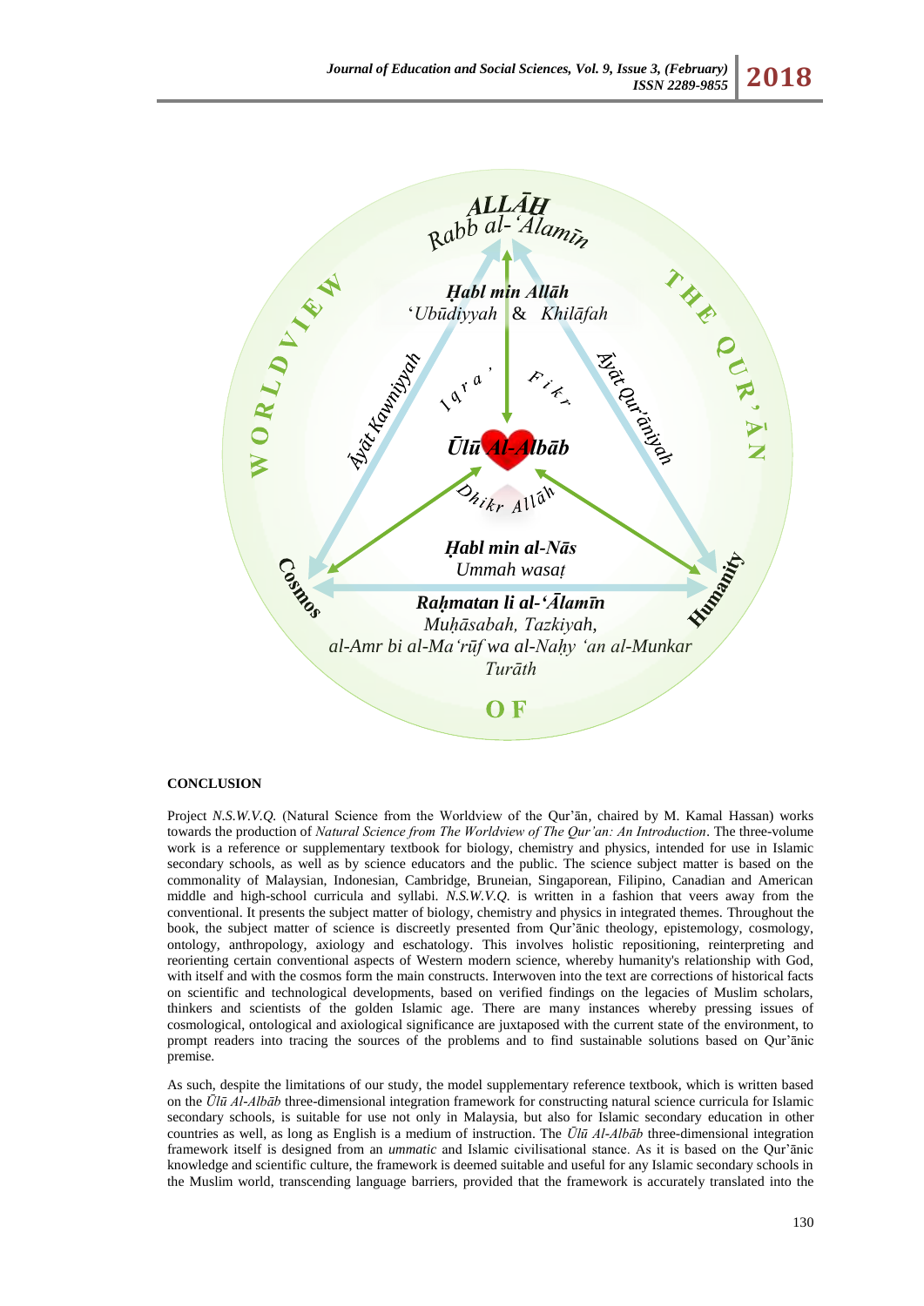## CONCLUSION

Project *N.S.W.V.Q.* (Natural Science from the Worldview of the Qur'ān, chaired by M. Kamal Hassan) works towards the production of *Natural Science from The Worldview of The Qur'an: An Introduction*. The three-volume work is a reference or supplementary textbook for biology, chemistry and physics, intended for use in Islamic secondary schools, as well as by science educators and the public. The science subject matter is based on the commonality of Malaysian, Indonesian, Cambridge, Bruneian, Singaporean, Filipino, Canadian and American middle and high-school curricula and syllabi. *N.S.W.V.Q.* is written in a fashion that veers away from the conventional. It presents the subject matter of biology, chemistry and physics in integrated themes. Throughout the book, the subject matter of science is discreetly presented from Qur'ānic theology, epistemology, cosmology, ontology, anthropology, axiology and eschatology. This involves holistic repositioning, reinterpreting and reorienting certain conventional aspects of Western modern science, whereby humanity's relationship with God, with itself and with the cosmos form the main constructs. Interwoven into the text are corrections of historical facts on scientific and technological developments, based on verified findings on the legacies of Muslim scholars, thinkers and scientists of the golden Islamic age. There are many instances whereby pressing issues of cosmological, ontological and axiological significance are juxtaposed with the current state of the environment, to prompt readers into tracing the sources of the problems and to find sustainable solutions based on Qur'ānic premise.

As such, despite the limitations of our study, the model supplementary reference textbook, which is written based on the *Ūlū Al-Albāb* three-dimensional integration framework for constructing natural science curricula for Islamic secondary schools, is suitable for use not only in Malaysia, but also for Islamic secondary education in other countries as well, as long as English is a medium of instruction. The *Ūlū Al-Albāb* three-dimensional integration framework itself is designed from an *ummatic* and Islamic civilisational stance. As it is based on the Qur'ānic knowledge and scientific culture, the framework is deemed suitable and useful for any Islamic secondary schools in the Muslim world, transcending language barriers, provided that the framework is accurately translated into the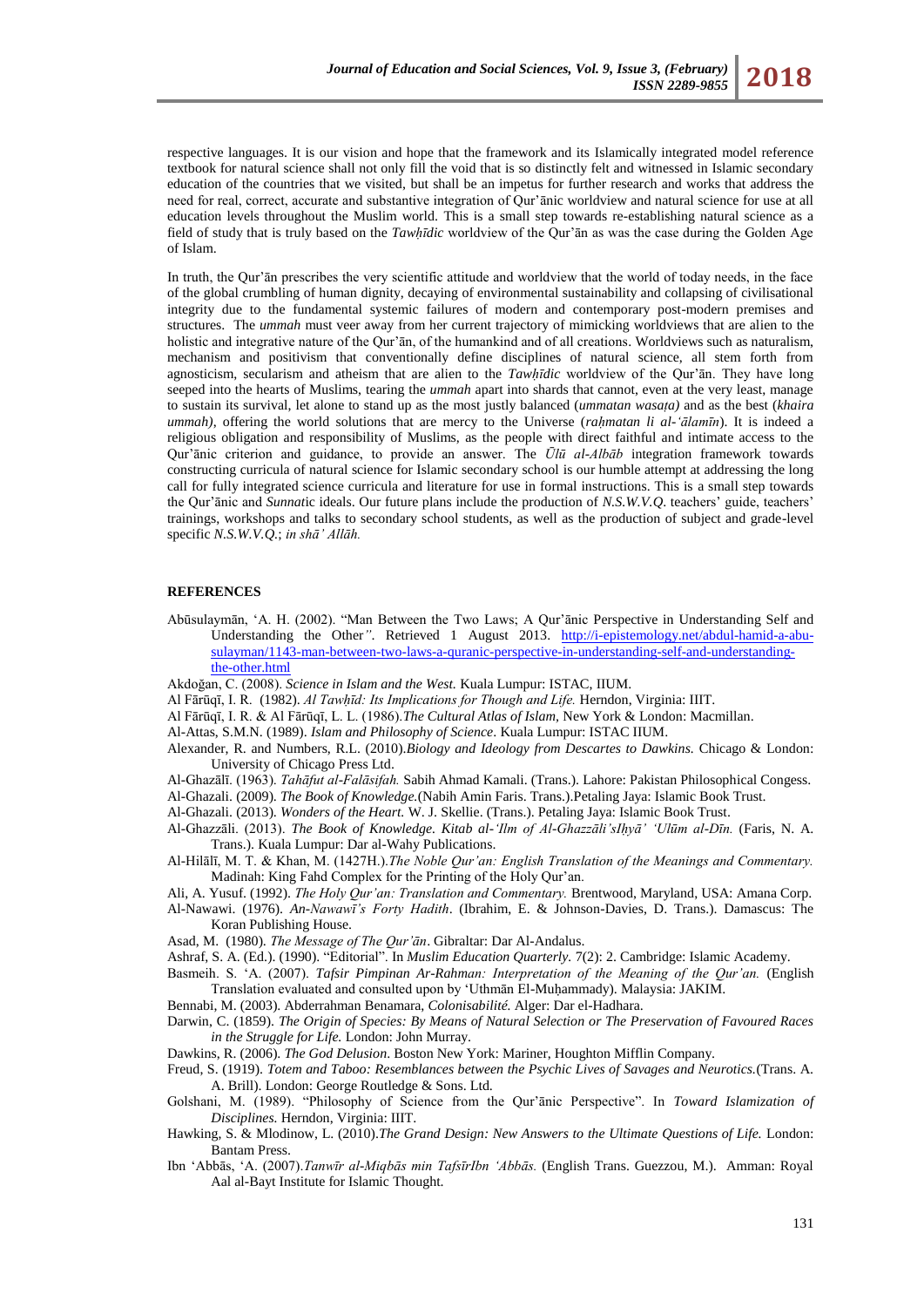respective languages. It is our vision and hope that the framework and its Islamically integrated model reference textbook for natural science shall not only fill the void that is so distinctly felt and witnessed in Islamic secondary education of the countries that we visited, but shall be an impetus for further research and works that address the need for real, correct, accurate and substantive integration of Qur'ānic worldview and natural science for use at all education levels throughout the Muslim world. This is a small step towards re-establishing natural science as a field of study that is truly based on the *Tawḥīdic* worldview of the Qur'ān as was the case during the Golden Age of Islam.

In truth, the Qur'ān prescribes the very scientific attitude and worldview that the world of today needs, in the face of the global crumbling of human dignity, decaying of environmental sustainability and collapsing of civilisational integrity due to the fundamental systemic failures of modern and contemporary post-modern premises and structures. The *ummah* must veer away from her current trajectory of mimicking worldviews that are alien to the holistic and integrative nature of the Qur'ān, of the humankind and of all creations. Worldviews such as naturalism, mechanism and positivism that conventionally define disciplines of natural science, all stem forth from agnosticism, secularism and atheism that are alien to the *Tawḥīdic* worldview of the Qur'ān. They have long seeped into the hearts of Muslims, tearing the *ummah* apart into shards that cannot, even at the very least, manage to sustain its survival, let alone to stand up as the most justly balanced (*ummatan wasaṭa)* and as the best (*khaira ummah)*, offering the world solutions that are mercy to the Universe (*raḥmatan li al-'ālamīn*). It is indeed a religious obligation and responsibility of Muslims, as the people with direct faithful and intimate access to the Qur'ānic criterion and guidance, to provide an answer. The *Ūlū al-Albāb* integration framework towards constructing curricula of natural science for Islamic secondary school is our humble attempt at addressing the long call for fully integrated science curricula and literature for use in formal instructions. This is a small step towards the Qur'ānic and *Sunnati*c ideals. Our future plans include the production of *N.S.W.V.Q*. teachers' guide, teachers' trainings, workshops and talks to secondary school students, as well as the production of subject and grade-level specific *N.S.W.V.Q.*; *in shā' Allāh.*

## REFERENCES

Abūsulaymān, 'A. H. (2002). "Man Between the Two Laws; A Qur'ānic Perspective in Understanding Self and Understanding the Other". Retrieved 1 August 2013. http://i-epistemology.net/abdul-hamid-a-abu-sulayman/1143-man-between-two-laws-a-quranic-perspective-in-understanding-self-and-understanding-the-other.html

Akdoğan, C. (2008). *Science in Islam and the West.* Kuala Lumpur: ISTAC, IIUM.

Al Fārūqī, I. R. (1982). *Al Tawḥīd: Its Implications for Though and Life.* Herndon, Virginia: IIIT.

Al Fārūqī, I. R. & Al Fārūqī, L. L. (1986).*The Cultural Atlas of Islam*, New York & London: Macmillan.

Al-Attas, S.M.N. (1989). *Islam and Philosophy of Science*. Kuala Lumpur: ISTAC IIUM.

Alexander, R. and Numbers, R.L. (2010).*Biology and Ideology from Descartes to Dawkins.* Chicago & London: University of Chicago Press Ltd.

Al-Ghazālī. (1963). *Tahāfut al-Falāsifah.* Sabih Ahmad Kamali. (Trans.). Lahore: Pakistan Philosophical Congess.

Al-Ghazali. (2009). *The Book of Knowledge.*(Nabih Amin Faris. Trans.).Petaling Jaya: Islamic Book Trust.

Al-Ghazali. (2013). *Wonders of the Heart.* W. J. Skellie. (Trans.). Petaling Jaya: Islamic Book Trust.

Al-Ghazzāli. (2013). *The Book of Knowledge. Kitab al-'Ilm of Al-Ghazzāli'sIḥyā' 'Ulūm al-Dīn.* (Faris, N. A. Trans.). Kuala Lumpur: Dar al-Wahy Publications.

Al-Hilālī, M. T. & Khan, M. (1427H.).*The Noble Qur'an: English Translation of the Meanings and Commentary.* Madinah: King Fahd Complex for the Printing of the Holy Qur'an.

Ali, A. Yusuf. (1992). *The Holy Qur'an: Translation and Commentary.* Brentwood, Maryland, USA: Amana Corp.

Al-Nawawi. (1976). *An-Nawawī's Forty Hadith*. (Ibrahim, E. & Johnson-Davies, D. Trans.). Damascus: The Koran Publishing House.

Asad, M. (1980). *The Message of The Qur'ān*. Gibraltar: Dar Al-Andalus.

Ashraf, S. A. (Ed.). (1990). "Editorial". In *Muslim Education Quarterly.* 7(2): 2. Cambridge: Islamic Academy.

Basmeih. S. 'A. (2007). *Tafsir Pimpinan Ar-Rahman: Interpretation of the Meaning of the Qur'an.* (English Translation evaluated and consulted upon by 'Uthmān El-Muḥammady). Malaysia: JAKIM.

Bennabi, M. (2003). Abderrahman Benamara, *Colonisabilité.* Alger: Dar el-Hadhara.

Darwin, C. (1859). *The Origin of Species: By Means of Natural Selection or The Preservation of Favoured Races in the Struggle for Life.* London: John Murray.

Dawkins, R. (2006). *The God Delusion*. Boston New York: Mariner, Houghton Mifflin Company.

Freud, S. (1919). *Totem and Taboo: Resemblances between the Psychic Lives of Savages and Neurotics.*(Trans. A. A. Brill). London: George Routledge & Sons. Ltd.

Golshani, M. (1989). "Philosophy of Science from the Qur'ānic Perspective". In *Toward Islamization of Disciplines.* Herndon, Virginia: IIIT.

Hawking, S. & Mlodinow, L. (2010).*The Grand Design: New Answers to the Ultimate Questions of Life.* London: Bantam Press.

Ibn 'Abbās, 'A. (2007).*Tanwīr al-Miqbās min TafsīrIbn 'Abbās.* (English Trans. Guezzou, M.). Amman: Royal Aal al-Bayt Institute for Islamic Thought.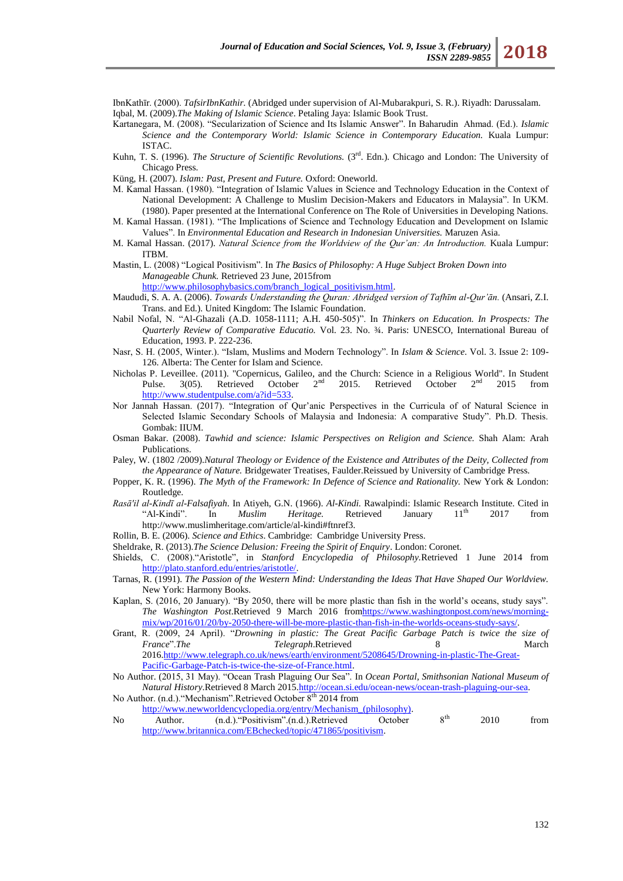IbnKathīr. (2000). *TafsirIbnKathir.* (Abridged under supervision of Al-Mubarakpuri, S. R.). Riyadh: Darussalam.

Iqbal, M. (2009).*The Making of Islamic Science*. Petaling Jaya: Islamic Book Trust.

Kartanegara, M. (2008). "Secularization of Science and Its Islamic Answer". In Baharudin Ahmad. (Ed.). *Islamic Science and the Contemporary World: Islamic Science in Contemporary Education.* Kuala Lumpur: ISTAC.

Kuhn, T. S. (1996). *The Structure of Scientific Revolutions.* (3rd. Edn.). Chicago and London: The University of Chicago Press.

Küng, H. (2007). *Islam: Past, Present and Future.* Oxford: Oneworld.

M. Kamal Hassan. (1980). "Integration of Islamic Values in Science and Technology Education in the Context of National Development: A Challenge to Muslim Decision-Makers and Educators in Malaysia". In UKM. (1980). Paper presented at the International Conference on The Role of Universities in Developing Nations.

M. Kamal Hassan. (1981). "The Implications of Science and Technology Education and Development on Islamic Values". In *Environmental Education and Research in Indonesian Universities.* Maruzen Asia.

M. Kamal Hassan. (2017). *Natural Science from the Worldview of the Qur'an: An Introduction.* Kuala Lumpur: ITBM.

Mastin, L. (2008) "Logical Positivism". In *The Basics of Philosophy: A Huge Subject Broken Down into Manageable Chunk.* Retrieved 23 June, 2015from http://www.philosophybasics.com/branch_logical_positivism.html.

Maududi, S. A. A. (2006). *Towards Understanding the Quran: Abridged version of Tafhīm al-Qur'ān.* (Ansari, Z.I. Trans. and Ed.). United Kingdom: The Islamic Foundation.

Nabil Nofal, N. "Al-Ghazali (A.D. 1058-1111; A.H. 450-505)". In *Thinkers on Education. In Prospects: The Quarterly Review of Comparative Educatio.* Vol. 23. No. ¾. Paris: UNESCO, International Bureau of Education, 1993. P. 222-236.

Nasr, S. H. (2005, Winter.). "Islam, Muslims and Modern Technology". In *Islam & Science*. Vol. 3. Issue 2: 109-126. Alberta: The Center for Islam and Science.

Nicholas P. Leveillee. (2011). "Copernicus, Galileo, and the Church: Science in a Religious World". In Student Pulse. 3(05). Retrieved October 2nd 2015. Retrieved October 2nd 2015 from http://www.studentpulse.com/a?id=533.

Nor Jannah Hassan. (2017). "Integration of Qur'anic Perspectives in the Curricula of of Natural Science in Selected Islamic Secondary Schools of Malaysia and Indonesia: A comparative Study". Ph.D. Thesis. Gombak: IIUM.

Osman Bakar. (2008). *Tawhid and science: Islamic Perspectives on Religion and Science.* Shah Alam: Arah Publications.

Paley, W. (1802 /2009).*Natural Theology or Evidence of the Existence and Attributes of the Deity, Collected from the Appearance of Nature.* Bridgewater Treatises, Faulder.Reissued by University of Cambridge Press.

Popper, K. R. (1996). *The Myth of the Framework: In Defence of Science and Rationality.* New York & London: Routledge.

*Rasā'il al-Kindī al-Falsafiyah*. In Atiyeh, G.N. (1966). *Al-Kindi.* Rawalpindi: Islamic Research Institute. Cited in "Al-Kindi". In *Muslim Heritage.* Retrieved January 11th 2017 from http://www.muslimheritage.com/article/al-kindi#ftnref3.

Rollin, B. E. (2006). *Science and Ethics*. Cambridge: Cambridge University Press.

Sheldrake, R. (2013).*The Science Delusion: Freeing the Spirit of Enquiry*. London: Coronet.

Shields, C. (2008)."Aristotle", in *Stanford Encyclopedia of Philosophy.*Retrieved 1 June 2014 from http://plato.stanford.edu/entries/aristotle/.

Tarnas, R. (1991). *The Passion of the Western Mind: Understanding the Ideas That Have Shaped Our Worldview.* New York: Harmony Books.

Kaplan, S. (2016, 20 January). "By 2050, there will be more plastic than fish in the world's oceans, study says". *The Washington Post.*Retrieved 9 March 2016 fromhttps://www.washingtonpost.com/news/morning-mix/wp/2016/01/20/by-2050-there-will-be-more-plastic-than-fish-in-the-worlds-oceans-study-says/.

Grant, R. (2009, 24 April). "*Drowning in plastic: The Great Pacific Garbage Patch is twice the size of France*".*The Telegraph*.Retrieved 8 March 2016.http://www.telegraph.co.uk/news/earth/environment/5208645/Drowning-in-plastic-The-Great-Pacific-Garbage-Patch-is-twice-the-size-of-France.html.

No Author. (2015, 31 May). "Ocean Trash Plaguing Our Sea". In *Ocean Portal, Smithsonian National Museum of Natural History.*Retrieved 8 March 2015.http://ocean.si.edu/ocean-news/ocean-trash-plaguing-our-sea.

No Author. (n.d.)."Mechanism".Retrieved October 8th 2014 from http://www.newworldencyclopedia.org/entry/Mechanism_(philosophy).

No Author. (n.d.)."Positivism".(n.d.).Retrieved October 8th 2010 from http://www.britannica.com/EBchecked/topic/471865/positivism.